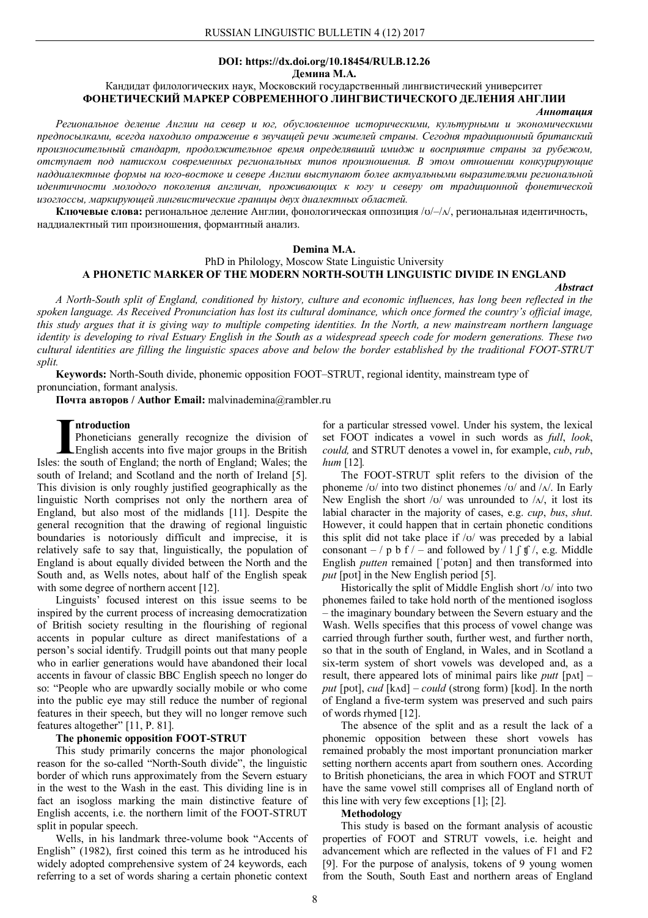**DOI: https://dx.doi.org/10.18454/RULB.12.26**

**Демина М.А.**

Кандидат филологических наук, Московский государственный лингвистический университет

**ФОНЕТИЧЕСКИЙ МАРКЕР СОВРЕМЕННОГО ЛИНГВИСТИЧЕСКОГО ДЕЛЕНИЯ АНГЛИИ**

***Аннотация***

*Региональное деление Англии на север и юг, обусловленное историческими, культурными и экономическими предпосылками, всегда находило отражение в звучащей речи жителей страны. Сегодня традиционный британский произносительный стандарт, продолжительное время определявший имидж и восприятие страны за рубежом, отступает под натиском современных региональных типов произношения. В этом отношении конкурирующие наддиалектные формы на юго-востоке и севере Англии выступают более актуальными выразителями региональной идентичности молодого поколения англичан, проживающих к югу и северу от традиционной фонетической изоглоссы, маркирующей лингвистические границы двух диалектных областей.*

**Ключевые слова:** региональное деление Англии, фонологическая оппозиция /ʊ/–/ʌ/, региональная идентичность, наддиалектный тип произношения, формантный анализ.

**Demina M.A.**

PhD in Philology, Moscow State Linguistic University

**A PHONETIC MARKER OF THE MODERN NORTH-SOUTH LINGUISTIC DIVIDE IN ENGLAND**

***Abstract***

*A North-South split of England, conditioned by history, culture and economic influences, has long been reflected in the spoken language. As Received Pronunciation has lost its cultural dominance, which once formed the country's official image, this study argues that it is giving way to multiple competing identities. In the North, a new mainstream northern language identity is developing to rival Estuary English in the South as a widespread speech code for modern generations. These two cultural identities are filling the linguistic spaces above and below the border established by the traditional FOOT-STRUT split.*

**Keywords:** North-South divide, phonemic opposition FOOT–STRUT, regional identity, mainstream type of pronunciation, formant analysis.

**Почта авторов / Author Email:** malvinademina@rambler.ru

**Introduction**

Phoneticians generally recognize the division of English accents into five major groups in the British Isles: the south of England; the north of England; Wales; the south of Ireland; and Scotland and the north of Ireland [5]. This division is only roughly justified geographically as the linguistic North comprises not only the northern area of England, but also most of the midlands [11]. Despite the general recognition that the drawing of regional linguistic boundaries is notoriously difficult and imprecise, it is relatively safe to say that, linguistically, the population of England is about equally divided between the North and the South and, as Wells notes, about half of the English speak with some degree of northern accent [12].

Linguists' focused interest on this issue seems to be inspired by the current process of increasing democratization of British society resulting in the flourishing of regional accents in popular culture as direct manifestations of a person's social identify. Trudgill points out that many people who in earlier generations would have abandoned their local accents in favour of classic BBC English speech no longer do so: "People who are upwardly socially mobile or who come into the public eye may still reduce the number of regional features in their speech, but they will no longer remove such features altogether" [11, P. 81].

**The phonemic opposition FOOT-STRUT**

This study primarily concerns the major phonological reason for the so-called "North-South divide", the linguistic border of which runs approximately from the Severn estuary in the west to the Wash in the east. This dividing line is in fact an isogloss marking the main distinctive feature of English accents, i.e. the northern limit of the FOOT-STRUT split in popular speech.

Wells, in his landmark three-volume book "Accents of English" (1982), first coined this term as he introduced his widely adopted comprehensive system of 24 keywords, each referring to a set of words sharing a certain phonetic context for a particular stressed vowel. Under his system, the lexical set FOOT indicates a vowel in such words as *full*, *look*, *could,* and STRUT denotes a vowel in, for example, *cub*, *rub*, *hum* [12].

The FOOT-STRUT split refers to the division of the phoneme /ʊ/ into two distinct phonemes /ʊ/ and /ʌ/. In Early New English the short /ʊ/ was unrounded to /ʌ/, it lost its labial character in the majority of cases, e.g. *cup*, *bus*, *shut*. However, it could happen that in certain phonetic conditions this split did not take place if /ʊ/ was preceded by a labial consonant – / p b f / – and followed by / l ʃ ʧ /, e.g. Middle English *putten* remained [ˈpʊtən] and then transformed into *put* [pʊt] in the New English period [5].

Historically the split of Middle English short /ʊ/ into two phonemes failed to take hold north of the mentioned isogloss – the imaginary boundary between the Severn estuary and the Wash. Wells specifies that this process of vowel change was carried through further south, further west, and further north, so that in the south of England, in Wales, and in Scotland a six-term system of short vowels was developed and, as a result, there appeared lots of minimal pairs like *putt* [pʌt] – *put* [pʊt], *cud* [kʌd] – *could* (strong form) [kʊd]. In the north of England a five-term system was preserved and such pairs of words rhymed [12].

The absence of the split and as a result the lack of a phonemic opposition between these short vowels has remained probably the most important pronunciation marker setting northern accents apart from southern ones. According to British phoneticians, the area in which FOOT and STRUT have the same vowel still comprises all of England north of this line with very few exceptions [1]; [2].

**Methodology**

This study is based on the formant analysis of acoustic properties of FOOT and STRUT vowels, i.e. height and advancement which are reflected in the values of F1 and F2 [9]. For the purpose of analysis, tokens of 9 young women from the South, South East and northern areas of England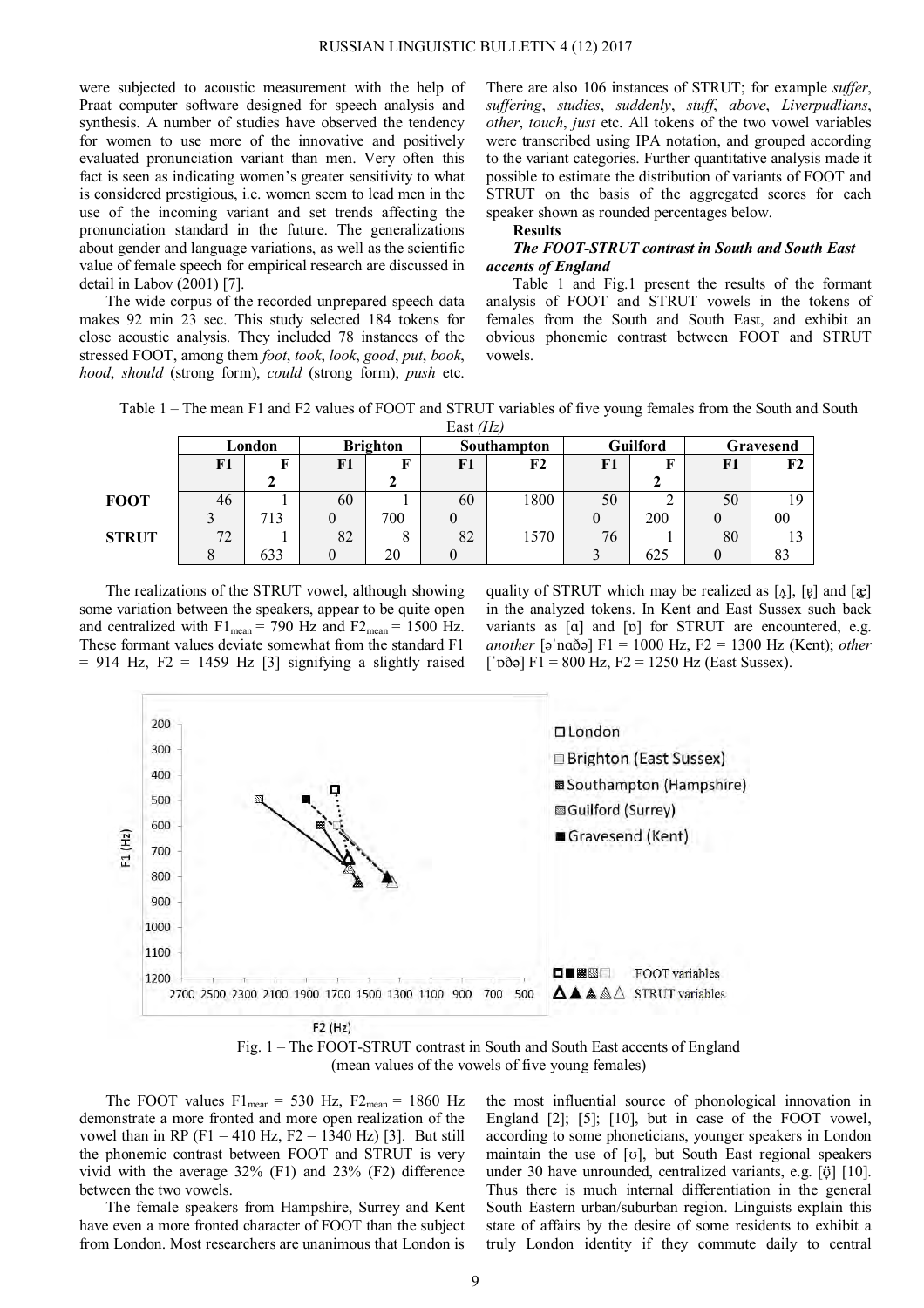were subjected to acoustic measurement with the help of Praat computer software designed for speech analysis and synthesis. A number of studies have observed the tendency for women to use more of the innovative and positively evaluated pronunciation variant than men. Very often this fact is seen as indicating women's greater sensitivity to what is considered prestigious, i.e. women seem to lead men in the use of the incoming variant and set trends affecting the pronunciation standard in the future. The generalizations about gender and language variations, as well as the scientific value of female speech for empirical research are discussed in detail in Labov (2001) [7].

The wide corpus of the recorded unprepared speech data makes 92 min 23 sec. This study selected 184 tokens for close acoustic analysis. They included 78 instances of the stressed FOOT, among them *foot*, *took*, *look*, *good*, *put*, *book*, *hood*, *should* (strong form), *could* (strong form), *push* etc. There are also 106 instances of STRUT; for example *suffer*, *suffering*, *studies*, *suddenly*, *stuff*, *above*, *Liverpudlians*, *other*, *touch*, *just* etc. All tokens of the two vowel variables were transcribed using IPA notation, and grouped according to the variant categories. Further quantitative analysis made it possible to estimate the distribution of variants of FOOT and STRUT on the basis of the aggregated scores for each speaker shown as rounded percentages below.

**Results**

***The FOOT-STRUT contrast in South and South East accents of England***

Table 1 and Fig.1 present the results of the formant analysis of FOOT and STRUT vowels in the tokens of females from the South and South East, and exhibit an obvious phonemic contrast between FOOT and STRUT vowels.

Table 1 – The mean F1 and F2 values of FOOT and STRUT variables of five young females from the South and South East *(Hz)*

| | London | | Brighton | | Southampton | | Guilford | | Gravesend | |
|---|---|---|---|---|---|---|---|---|---|---|
| | F1 | F2 | F1 | F2 | F1 | F2 | F1 | F2 | F1 | F2 |
| **FOOT** | 463 | 1713 | 600 | 1700 | 600 | 1800 | 500 | 2200 | 500 | 1900 |
| **STRUT** | 728 | 1633 | 820 | 820 | 820 | 1570 | 763 | 1625 | 800 | 1383 |

The realizations of the STRUT vowel, although showing some variation between the speakers, appear to be quite open and centralized with $F1_{mean}$ = 790 Hz and $F2_{mean}$ = 1500 Hz. These formant values deviate somewhat from the standard F1 = 914 Hz, F2 = 1459 Hz [3] signifying a slightly raised quality of STRUT which may be realized as [ʌ], [ɐ̝] and [æ] in the analyzed tokens. In Kent and East Sussex such back variants as [ɑ] and [ɒ] for STRUT are encountered, e.g. *another* [əˈnɑðə] F1 = 1000 Hz, F2 = 1300 Hz (Kent); *other* [ˈɒðə] F1 = 800 Hz, F2 = 1250 Hz (East Sussex).

Fig. 1 – The FOOT-STRUT contrast in South and South East accents of England (mean values of the vowels of five young females)

The FOOT values $F1_{mean}$ = 530 Hz, $F2_{mean}$ = 1860 Hz demonstrate a more fronted and more open realization of the vowel than in RP (F1 = 410 Hz, F2 = 1340 Hz) [3]. But still the phonemic contrast between FOOT and STRUT is very vivid with the average 32% (F1) and 23% (F2) difference between the two vowels.

The female speakers from Hampshire, Surrey and Kent have even a more fronted character of FOOT than the subject from London. Most researchers are unanimous that London is the most influential source of phonological innovation in England [2]; [5]; [10], but in case of the FOOT vowel, according to some phoneticians, younger speakers in London maintain the use of [ʊ], but South East regional speakers under 30 have unrounded, centralized variants, e.g. [ɤ̈] [10]. Thus there is much internal differentiation in the general South Eastern urban/suburban region. Linguists explain this state of affairs by the desire of some residents to exhibit a truly London identity if they commute daily to central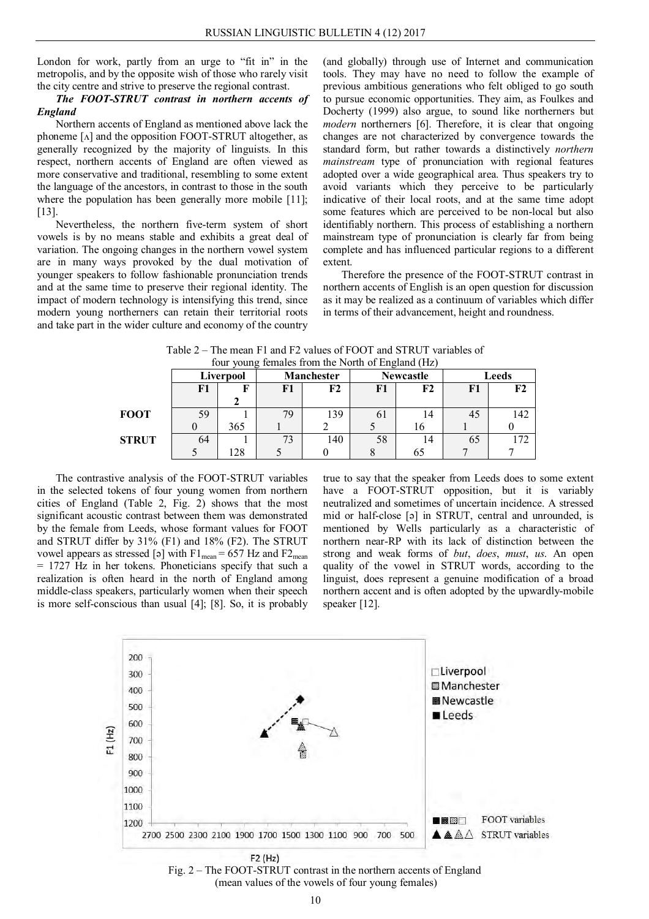London for work, partly from an urge to "fit in" in the metropolis, and by the opposite wish of those who rarely visit the city centre and strive to preserve the regional contrast.

***The FOOT-STRUT contrast in northern accents of England***

Northern accents of England as mentioned above lack the phoneme [ʌ] and the opposition FOOT-STRUT altogether, as generally recognized by the majority of linguists. In this respect, northern accents of England are often viewed as more conservative and traditional, resembling to some extent the language of the ancestors, in contrast to those in the south where the population has been generally more mobile [11]; [13].

Nevertheless, the northern five-term system of short vowels is by no means stable and exhibits a great deal of variation. The ongoing changes in the northern vowel system are in many ways provoked by the dual motivation of younger speakers to follow fashionable pronunciation trends and at the same time to preserve their regional identity. The impact of modern technology is intensifying this trend, since modern young northerners can retain their territorial roots and take part in the wider culture and economy of the country (and globally) through use of Internet and communication tools. They may have no need to follow the example of previous ambitious generations who felt obliged to go south to pursue economic opportunities. They aim, as Foulkes and Docherty (1999) also argue, to sound like northerners but *modern* northerners [6]. Therefore, it is clear that ongoing changes are not characterized by convergence towards the standard form, but rather towards a distinctively *northern mainstream* type of pronunciation with regional features adopted over a wide geographical area. Thus speakers try to avoid variants which they perceive to be particularly indicative of their local roots, and at the same time adopt some features which are perceived to be non-local but also identifiably northern. This process of establishing a northern mainstream type of pronunciation is clearly far from being complete and has influenced particular regions to a different extent.

Therefore the presence of the FOOT-STRUT contrast in northern accents of English is an open question for discussion as it may be realized as a continuum of variables which differ in terms of their advancement, height and roundness.

Table 2 – The mean F1 and F2 values of FOOT and STRUT variables of four young females from the North of England (Hz)

| | Liverpool | | Manchester | | Newcastle | | Leeds | |
|---|---|---|---|---|---|---|---|---|
| | F1 | F2 | F1 | F2 | F1 | F2 | F1 | F2 |
| **FOOT** | 590 | 1365 | 791 | 1392 | 615 | 1416 | 451 | 1420 |
| **STRUT** | 645 | 1128 | 735 | 1400 | 588 | 1465 | 657 | 1727 |

The contrastive analysis of the FOOT-STRUT variables in the selected tokens of four young women from northern cities of England (Table 2, Fig. 2) shows that the most significant acoustic contrast between them was demonstrated by the female from Leeds, whose formant values for FOOT and STRUT differ by 31% (F1) and 18% (F2). The STRUT vowel appears as stressed [ə] with $F1_{mean}$ = 657 Hz and $F2_{mean}$ = 1727 Hz in her tokens. Phoneticians specify that such a realization is often heard in the north of England among middle-class speakers, particularly women when their speech is more self-conscious than usual [4]; [8]. So, it is probably true to say that the speaker from Leeds does to some extent have a FOOT-STRUT opposition, but it is variably neutralized and sometimes of uncertain incidence. A stressed mid or half-close [ə] in STRUT, central and unrounded, is mentioned by Wells particularly as a characteristic of northern near-RP with its lack of distinction between the strong and weak forms of *but*, *does*, *must*, *us*. An open quality of the vowel in STRUT words, according to the linguist, does represent a genuine modification of a broad northern accent and is often adopted by the upwardly-mobile speaker [12].

Fig. 2 – The FOOT-STRUT contrast in the northern accents of England (mean values of the vowels of four young females)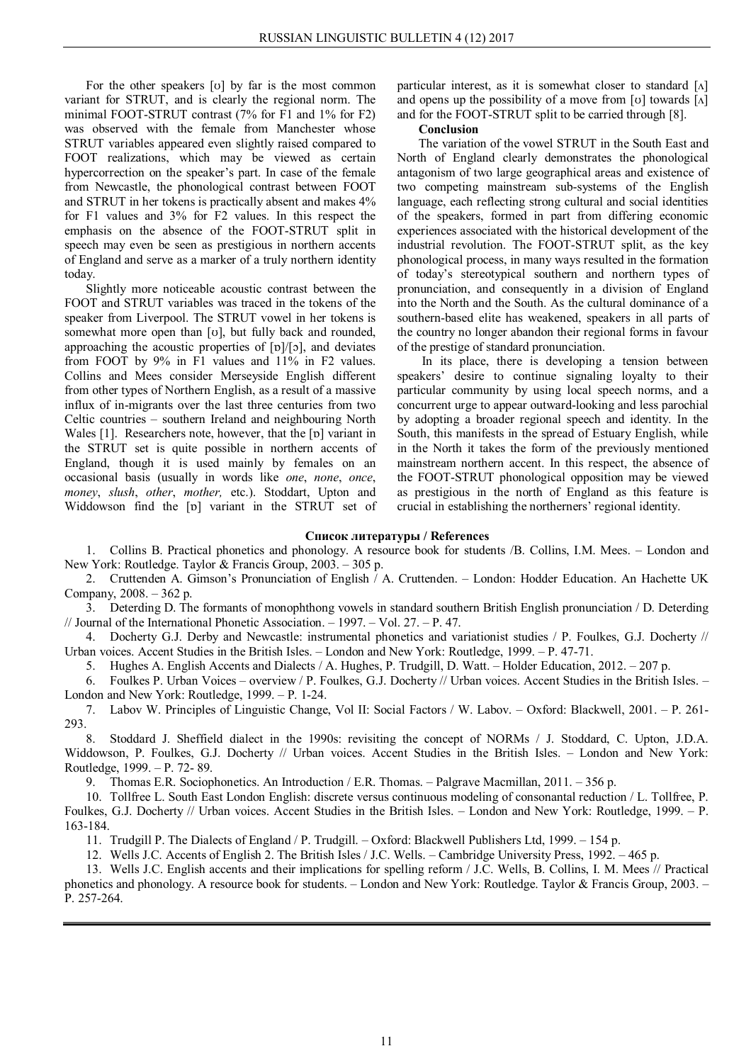For the other speakers [ʊ] by far is the most common variant for STRUT, and is clearly the regional norm. The minimal FOOT-STRUT contrast (7% for F1 and 1% for F2) was observed with the female from Manchester whose STRUT variables appeared even slightly raised compared to FOOT realizations, which may be viewed as certain hypercorrection on the speaker's part. In case of the female from Newcastle, the phonological contrast between FOOT and STRUT in her tokens is practically absent and makes 4% for F1 values and 3% for F2 values. In this respect the emphasis on the absence of the FOOT-STRUT split in speech may even be seen as prestigious in northern accents of England and serve as a marker of a truly northern identity today.

Slightly more noticeable acoustic contrast between the FOOT and STRUT variables was traced in the tokens of the speaker from Liverpool. The STRUT vowel in her tokens is somewhat more open than [ʊ], but fully back and rounded, approaching the acoustic properties of [ɒ]/[ɔ], and deviates from FOOT by 9% in F1 values and 11% in F2 values. Collins and Mees consider Merseyside English different from other types of Northern English, as a result of a massive influx of in-migrants over the last three centuries from two Celtic countries – southern Ireland and neighbouring North Wales [1]. Researchers note, however, that the [ɒ] variant in the STRUT set is quite possible in northern accents of England, though it is used mainly by females on an occasional basis (usually in words like *one*, *none*, *once*, *money*, *slush*, *other*, *mother,* etc.). Stoddart, Upton and Widdowson find the [ɒ] variant in the STRUT set of particular interest, as it is somewhat closer to standard [ʌ] and opens up the possibility of a move from [ʊ] towards [ʌ] and for the FOOT-STRUT split to be carried through [8].

**Conclusion**

The variation of the vowel STRUT in the South East and North of England clearly demonstrates the phonological antagonism of two large geographical areas and existence of two competing mainstream sub-systems of the English language, each reflecting strong cultural and social identities of the speakers, formed in part from differing economic experiences associated with the historical development of the industrial revolution. The FOOT-STRUT split, as the key phonological process, in many ways resulted in the formation of today's stereotypical southern and northern types of pronunciation, and consequently in a division of England into the North and the South. As the cultural dominance of a southern-based elite has weakened, speakers in all parts of the country no longer abandon their regional forms in favour of the prestige of standard pronunciation.

In its place, there is developing a tension between speakers' desire to continue signaling loyalty to their particular community by using local speech norms, and a concurrent urge to appear outward-looking and less parochial by adopting a broader regional speech and identity. In the South, this manifests in the spread of Estuary English, while in the North it takes the form of the previously mentioned mainstream northern accent. In this respect, the absence of the FOOT-STRUT phonological opposition may be viewed as prestigious in the north of England as this feature is crucial in establishing the northerners' regional identity.

**Список литературы / References**

1. Collins B. Practical phonetics and phonology. A resource book for students /B. Collins, I.M. Mees. – London and New York: Routledge. Taylor & Francis Group, 2003. – 305 p.
2. Cruttenden A. Gimson's Pronunciation of English / A. Cruttenden. – London: Hodder Education. An Hachette UK Company, 2008. – 362 p.
3. Deterding D. The formants of monophthong vowels in standard southern British English pronunciation / D. Deterding // Journal of the International Phonetic Association. – 1997. – Vol. 27. – P. 47.
4. Docherty G.J. Derby and Newcastle: instrumental phonetics and variationist studies / P. Foulkes, G.J. Docherty // Urban voices. Accent Studies in the British Isles. – London and New York: Routledge, 1999. – P. 47-71.
5. Hughes A. English Accents and Dialects / A. Hughes, P. Trudgill, D. Watt. – Holder Education, 2012. – 207 p.
6. Foulkes P. Urban Voices – overview / P. Foulkes, G.J. Docherty // Urban voices. Accent Studies in the British Isles. – London and New York: Routledge, 1999. – P. 1-24.
7. Labov W. Principles of Linguistic Change, Vol II: Social Factors / W. Labov. – Oxford: Blackwell, 2001. – P. 261-293.
8. Stoddard J. Sheffield dialect in the 1990s: revisiting the concept of NORMs / J. Stoddard, C. Upton, J.D.A. Widdowson, P. Foulkes, G.J. Docherty // Urban voices. Accent Studies in the British Isles. – London and New York: Routledge, 1999. – P. 72- 89.
9. Thomas E.R. Sociophonetics. An Introduction / E.R. Thomas. – Palgrave Macmillan, 2011. – 356 p.
10. Tollfree L. South East London English: discrete versus continuous modeling of consonantal reduction / L. Tollfree, P. Foulkes, G.J. Docherty // Urban voices. Accent Studies in the British Isles. – London and New York: Routledge, 1999. – P. 163-184.
11. Trudgill P. The Dialects of England / P. Trudgill. – Oxford: Blackwell Publishers Ltd, 1999. – 154 p.
12. Wells J.C. Accents of English 2. The British Isles / J.C. Wells. – Cambridge University Press, 1992. – 465 p.
13. Wells J.C. English accents and their implications for spelling reform / J.C. Wells, B. Collins, I. M. Mees // Practical phonetics and phonology. A resource book for students. – London and New York: Routledge. Taylor & Francis Group, 2003. – P. 257-264.